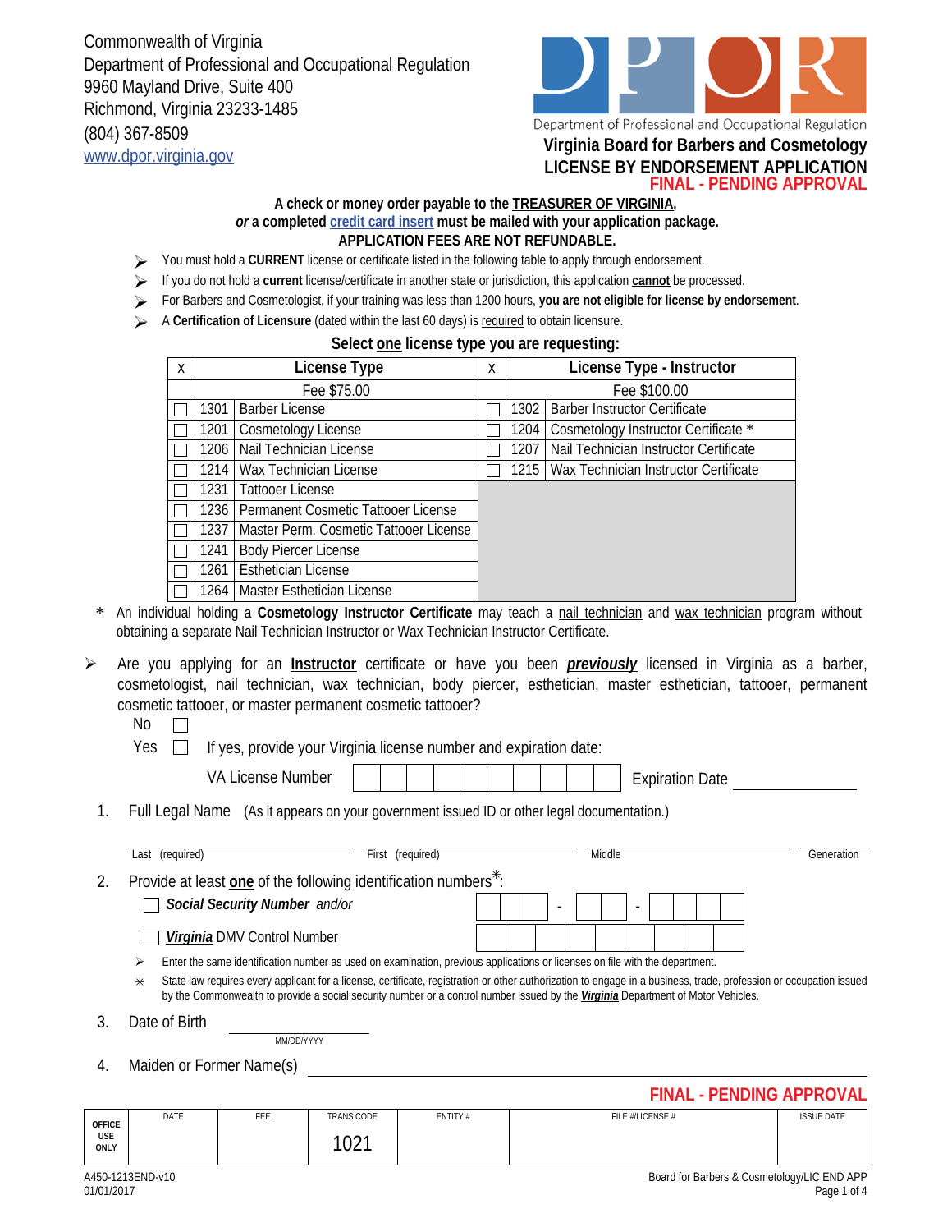Commonwealth of Virginia
Department of Professional and Occupational Regulation
9960 Mayland Drive, Suite 400
Richmond, Virginia 23233-1485
(804) 367-8509
www.dpor.virginia.gov

Department of Professional and Occupational Regulation

# Virginia Board for Barbers and Cosmetology
# LICENSE BY ENDORSEMENT APPLICATION

**FINAL - PENDING APPROVAL**

**A check or money order payable to the TREASURER OF VIRGINIA,**
***or* a completed credit card insert must be mailed with your application package.**
**APPLICATION FEES ARE NOT REFUNDABLE.**

- You must hold a **CURRENT** license or certificate listed in the following table to apply through endorsement.
- If you do not hold a **current** license/certificate in another state or jurisdiction, this application **cannot** be processed.
- For Barbers and Cosmetologist, if your training was less than 1200 hours, **you are not eligible for license by endorsement**.
- A **Certification of Licensure** (dated within the last 60 days) is required to obtain licensure.

**Select one license type you are requesting:**

| X | | License Type | X | | License Type - Instructor |
|---|---|---|---|---|---|
| | | Fee $75.00 | | | Fee $100.00 |
| ☐ | 1301 | Barber License | ☐ | 1302 | Barber Instructor Certificate |
| ☐ | 1201 | Cosmetology License | ☐ | 1204 | Cosmetology Instructor Certificate * |
| ☐ | 1206 | Nail Technician License | ☐ | 1207 | Nail Technician Instructor Certificate |
| ☐ | 1214 | Wax Technician License | ☐ | 1215 | Wax Technician Instructor Certificate |
| ☐ | 1231 | Tattooer License | | | |
| ☐ | 1236 | Permanent Cosmetic Tattooer License | | | |
| ☐ | 1237 | Master Perm. Cosmetic Tattooer License | | | |
| ☐ | 1241 | Body Piercer License | | | |
| ☐ | 1261 | Esthetician License | | | |
| ☐ | 1264 | Master Esthetician License | | | |

\* An individual holding a **Cosmetology Instructor Certificate** may teach a nail technician and wax technician program without obtaining a separate Nail Technician Instructor or Wax Technician Instructor Certificate.

- Are you applying for an **Instructor** certificate or have you been ***previously*** licensed in Virginia as a barber, cosmetologist, nail technician, wax technician, body piercer, esthetician, master esthetician, tattooer, permanent cosmetic tattooer, or master permanent cosmetic tattooer?

  No ☐

  Yes ☐ If yes, provide your Virginia license number and expiration date:

  VA License Number ____________ Expiration Date ____________

1. Full Legal Name (As it appears on your government issued ID or other legal documentation.)

   Last (required) ____________ First (required) ____________ Middle ____________ Generation ____________

2. Provide at least **one** of the following identification numbers*:

   ☐ ***Social Security Number*** *and/or* ___ ___ ___ - ___ ___ - ___ ___ ___ ___

   ☐ ***Virginia*** DMV Control Number ___ ___ ___ ___ ___ ___ ___ ___ ___

   - Enter the same identification number as used on examination, previous applications or licenses on file with the department.
   - \* State law requires every applicant for a license, certificate, registration or other authorization to engage in a business, trade, profession or occupation issued by the Commonwealth to provide a social security number or a control number issued by the ***Virginia*** Department of Motor Vehicles.

3. Date of Birth ____________ (MM/DD/YYYY)

4. Maiden or Former Name(s) ____________

**FINAL - PENDING APPROVAL**

| OFFICE USE ONLY | DATE | FEE | TRANS CODE | ENTITY # | FILE #/LICENSE # | ISSUE DATE |
|---|---|---|---|---|---|---|
| | | | 1021 | | | |

A450-1213END-v10
01/01/2017

Board for Barbers & Cosmetology/LIC END APP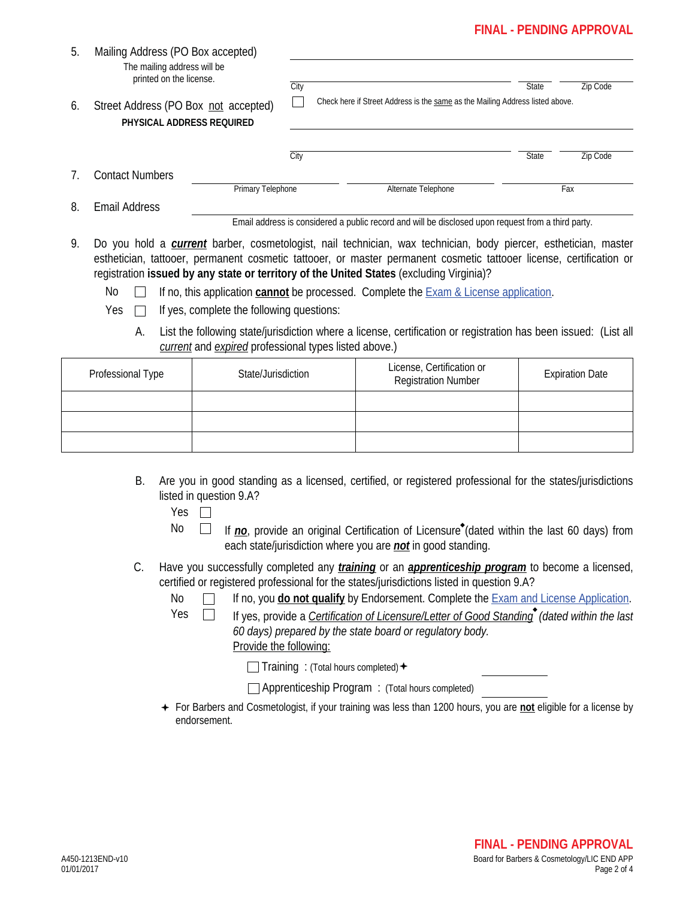FINAL - PENDING APPROVAL

5. Mailing Address (PO Box accepted)
   The mailing address will be printed on the license.

   ______________________________________________
   City ______________________ State ______ Zip Code ______

6. Street Address (PO Box not accepted)
   **PHYSICAL ADDRESS REQUIRED**

   ☐ Check here if Street Address is the same as the Mailing Address listed above.

   ______________________________________________
   City ______________________ State ______ Zip Code ______

7. Contact Numbers
   Primary Telephone ______________ Alternate Telephone ______________ Fax ______________

8. Email Address ______________________________________________
   Email address is considered a public record and will be disclosed upon request from a third party.

9. Do you hold a ***current*** barber, cosmetologist, nail technician, wax technician, body piercer, esthetician, master esthetician, tattooer, permanent cosmetic tattooer, or master permanent cosmetic tattooer license, certification or registration **issued by any state or territory of the United States** (excluding Virginia)?

   No ☐ If no, this application **cannot** be processed. Complete the Exam & License application.

   Yes ☐ If yes, complete the following questions:

   A. List the following state/jurisdiction where a license, certification or registration has been issued: (List all *current* and *expired* professional types listed above.)

| Professional Type | State/Jurisdiction | License, Certification or Registration Number | Expiration Date |
|---|---|---|---|
| | | | |
| | | | |
| | | | |

   B. Are you in good standing as a licensed, certified, or registered professional for the states/jurisdictions listed in question 9.A?

   Yes ☐

   No ☐ If ***no***, provide an original Certification of Licensure◆ (dated within the last 60 days) from each state/jurisdiction where you are ***not*** in good standing.

   C. Have you successfully completed any ***training*** or an ***apprenticeship program*** to become a licensed, certified or registered professional for the states/jurisdictions listed in question 9.A?

   No ☐ If no, you **do not qualify** by Endorsement. Complete the Exam and License Application.

   Yes ☐ If yes, provide a *Certification of Licensure/Letter of Good Standing*◆ *(dated within the last 60 days) prepared by the state board or regulatory body.*

   Provide the following:

   ☐ Training : (Total hours completed)✦ ______________

   ☐ Apprenticeship Program : (Total hours completed) ______________

   ✦ For Barbers and Cosmetologist, if your training was less than 1200 hours, you are **not** eligible for a license by endorsement.

A450-1213END-v10
01/01/2017

FINAL - PENDING APPROVAL
Board for Barbers & Cosmetology/LIC END APP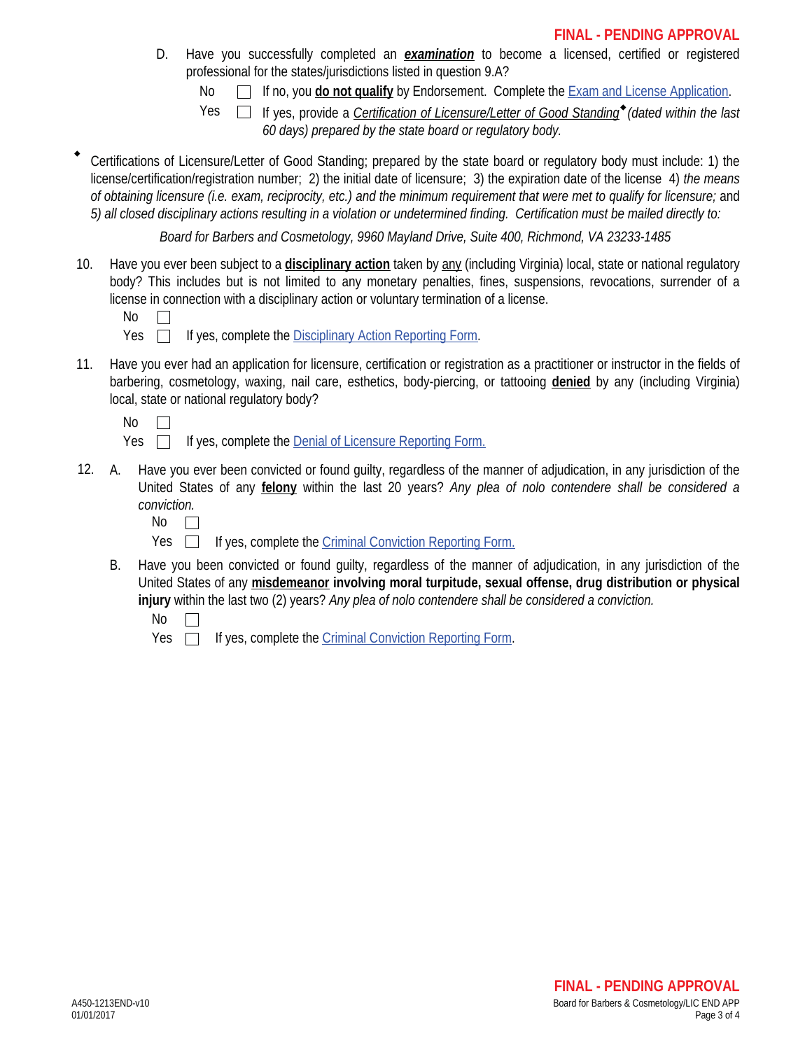D. Have you successfully completed an ***examination*** to become a licensed, certified or registered professional for the states/jurisdictions listed in question 9.A?

No ☐ If no, you **do not qualify** by Endorsement. Complete the Exam and License Application.

Yes ☐ If yes, provide a *Certification of Licensure/Letter of Good Standing*◆ *(dated within the last 60 days) prepared by the state board or regulatory body.*

◆ Certifications of Licensure/Letter of Good Standing; prepared by the state board or regulatory body must include: 1) the license/certification/registration number; 2) the initial date of licensure; 3) the expiration date of the license 4) *the means of obtaining licensure (i.e. exam, reciprocity, etc.) and the minimum requirement that were met to qualify for licensure;* and *5) all closed disciplinary actions resulting in a violation or undetermined finding. Certification must be mailed directly to:*

*Board for Barbers and Cosmetology, 9960 Mayland Drive, Suite 400, Richmond, VA 23233-1485*

10. Have you ever been subject to a **disciplinary action** taken by any (including Virginia) local, state or national regulatory body? This includes but is not limited to any monetary penalties, fines, suspensions, revocations, surrender of a license in connection with a disciplinary action or voluntary termination of a license.

    No ☐

    Yes ☐ If yes, complete the Disciplinary Action Reporting Form.

11. Have you ever had an application for licensure, certification or registration as a practitioner or instructor in the fields of barbering, cosmetology, waxing, nail care, esthetics, body-piercing, or tattooing **denied** by any (including Virginia) local, state or national regulatory body?

    No ☐

    Yes ☐ If yes, complete the Denial of Licensure Reporting Form.

12. A. Have you ever been convicted or found guilty, regardless of the manner of adjudication, in any jurisdiction of the United States of any **felony** within the last 20 years? *Any plea of nolo contendere shall be considered a conviction.*

    No ☐

    Yes ☐ If yes, complete the Criminal Conviction Reporting Form.

    B. Have you been convicted or found guilty, regardless of the manner of adjudication, in any jurisdiction of the United States of any **misdemeanor involving moral turpitude, sexual offense, drug distribution or physical injury** within the last two (2) years? *Any plea of nolo contendere shall be considered a conviction.*

    No ☐

    Yes ☐ If yes, complete the Criminal Conviction Reporting Form.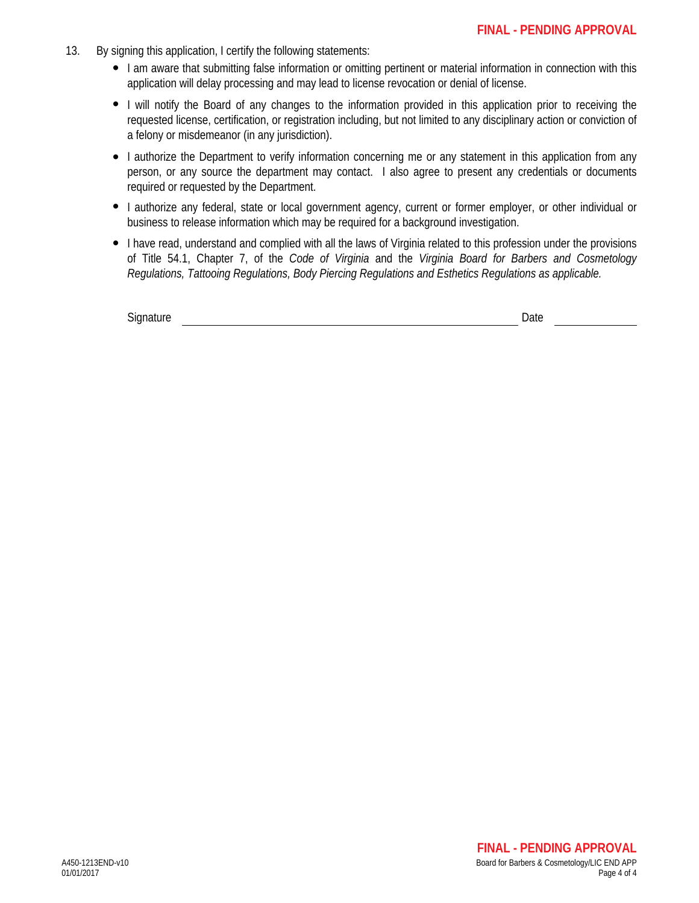13. By signing this application, I certify the following statements:

    - I am aware that submitting false information or omitting pertinent or material information in connection with this application will delay processing and may lead to license revocation or denial of license.
    - I will notify the Board of any changes to the information provided in this application prior to receiving the requested license, certification, or registration including, but not limited to any disciplinary action or conviction of a felony or misdemeanor (in any jurisdiction).
    - I authorize the Department to verify information concerning me or any statement in this application from any person, or any source the department may contact. I also agree to present any credentials or documents required or requested by the Department.
    - I authorize any federal, state or local government agency, current or former employer, or other individual or business to release information which may be required for a background investigation.
    - I have read, understand and complied with all the laws of Virginia related to this profession under the provisions of Title 54.1, Chapter 7, of the *Code of Virginia* and the *Virginia Board for Barbers and Cosmetology Regulations, Tattooing Regulations, Body Piercing Regulations and Esthetics Regulations as applicable.*

Signature ______________________________________________ Date ______________